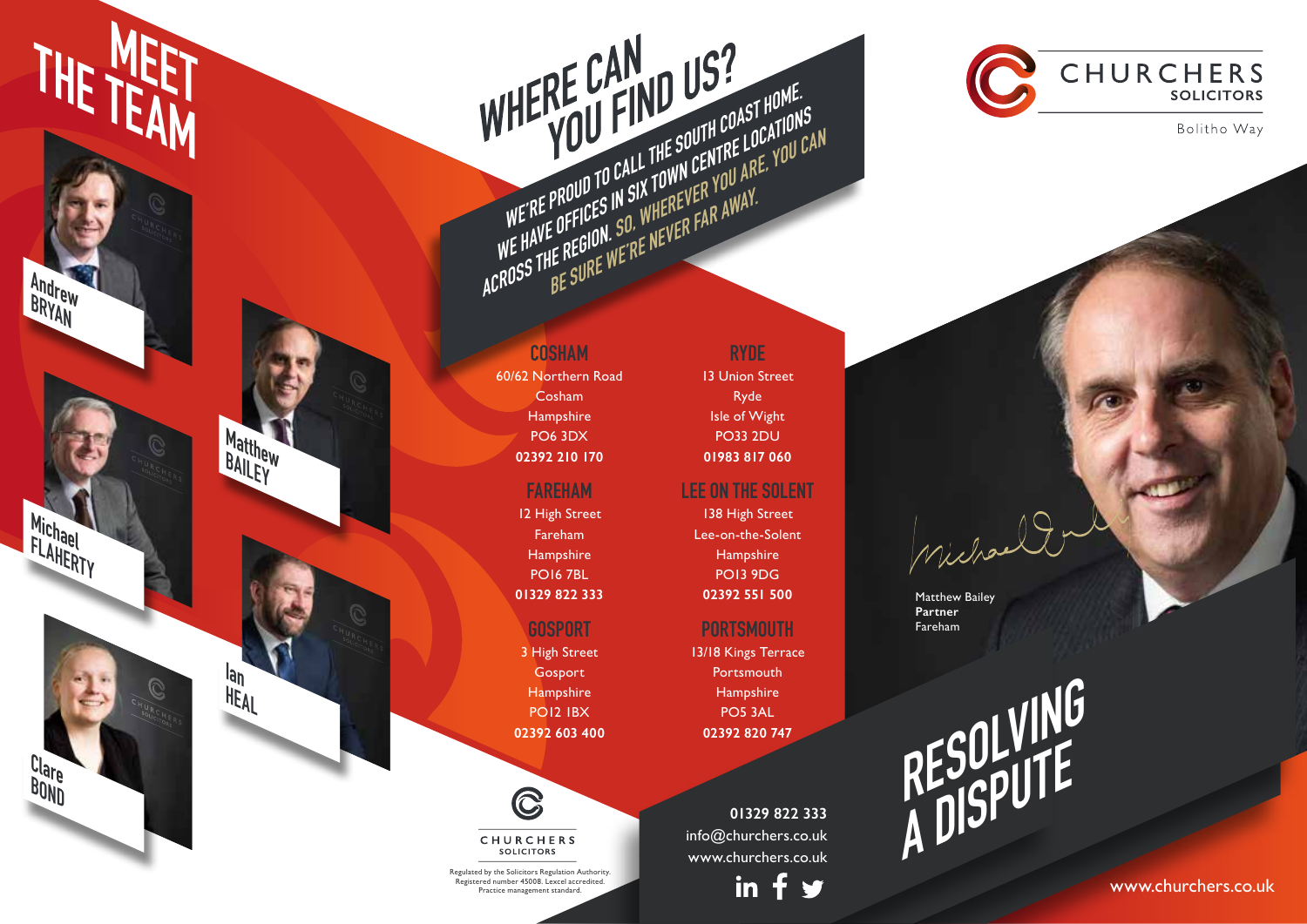# MEET THE TEAM

Andrew BRYAN

Matthew BAILEY

Michael FLAHERTY

Ian HEAL

Clare BOND

## WHERE CAN YOU FIND US?

WE'RE PROUD TO CALL THE SOUTH COAST HOME. WE HAVE OFFICES IN SIX TOWN CENTRE LOCATIONS ACROSS THE REGION. SO, WHEREVER YOU ARE, YOU CAN BE SURE WE'RE NEVER FAR AWAY.

### COSHAM
60/62 Northern Road
Cosham
Hampshire
PO6 3DX
**02392 210 170**

### RYDE
13 Union Street
Ryde
Isle of Wight
PO33 2DU
**01983 817 060**

### FAREHAM
12 High Street
Fareham
Hampshire
PO16 7BL
**01329 822 333**

### LEE ON THE SOLENT
138 High Street
Lee-on-the-Solent
Hampshire
PO13 9DG
**02392 551 500**

### GOSPORT
3 High Street
Gosport
Hampshire
PO12 1BX
**02392 603 400**

### PORTSMOUTH
13/18 Kings Terrace
Portsmouth
Hampshire
PO5 3AL
**02392 820 747**

CHURCHERS SOLICITORS

Regulated by the Solicitors Regulation Authority. Registered number 45008. Lexcel accredited. Practice management standard.

**01329 822 333**
info@churchers.co.uk
www.churchers.co.uk

CHURCHERS SOLICITORS

Bolitho Way

Matthew Bailey
**Partner**
Fareham

# RESOLVING A DISPUTE

www.churchers.co.uk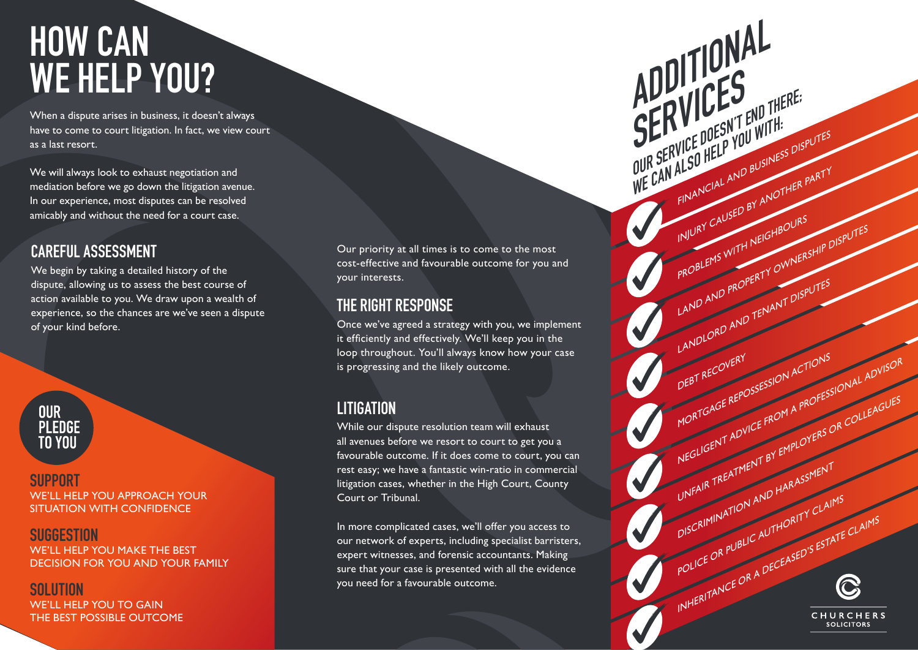# HOW CAN WE HELP YOU?

When a dispute arises in business, it doesn't always have to come to court litigation. In fact, we view court as a last resort.

We will always look to exhaust negotiation and mediation before we go down the litigation avenue. In our experience, most disputes can be resolved amicably and without the need for a court case.

## CAREFUL ASSESSMENT

We begin by taking a detailed history of the dispute, allowing us to assess the best course of action available to you. We draw upon a wealth of experience, so the chances are we've seen a dispute of your kind before.

## OUR PLEDGE TO YOU

### SUPPORT

WE'LL HELP YOU APPROACH YOUR SITUATION WITH CONFIDENCE

### SUGGESTION

WE'LL HELP YOU MAKE THE BEST DECISION FOR YOU AND YOUR FAMILY

### SOLUTION

WE'LL HELP YOU TO GAIN THE BEST POSSIBLE OUTCOME

Our priority at all times is to come to the most cost-effective and favourable outcome for you and your interests.

## THE RIGHT RESPONSE

Once we've agreed a strategy with you, we implement it efficiently and effectively. We'll keep you in the loop throughout. You'll always know how your case is progressing and the likely outcome.

## LITIGATION

While our dispute resolution team will exhaust all avenues before we resort to court to get you a favourable outcome. If it does come to court, you can rest easy; we have a fantastic win-ratio in commercial litigation cases, whether in the High Court, County Court or Tribunal.

In more complicated cases, we'll offer you access to our network of experts, including specialist barristers, expert witnesses, and forensic accountants. Making sure that your case is presented with all the evidence you need for a favourable outcome.

## ADDITIONAL SERVICES

OUR SERVICE DOESN'T END THERE; WE CAN ALSO HELP YOU WITH:

- FINANCIAL AND BUSINESS DISPUTES
- INJURY CAUSED BY ANOTHER PARTY
- PROBLEMS WITH NEIGHBOURS
- LAND AND PROPERTY OWNERSHIP DISPUTES
- LANDLORD AND TENANT DISPUTES
- DEBT RECOVERY
- MORTGAGE REPOSSESSION ACTIONS
- NEGLIGENT ADVICE FROM A PROFESSIONAL ADVISOR
- UNFAIR TREATMENT BY EMPLOYERS OR COLLEAGUES
- DISCRIMINATION AND HARASSMENT
- POLICE OR PUBLIC AUTHORITY CLAIMS
- INHERITANCE OR A DECEASED'S ESTATE CLAIMS

CHURCHERS SOLICITORS